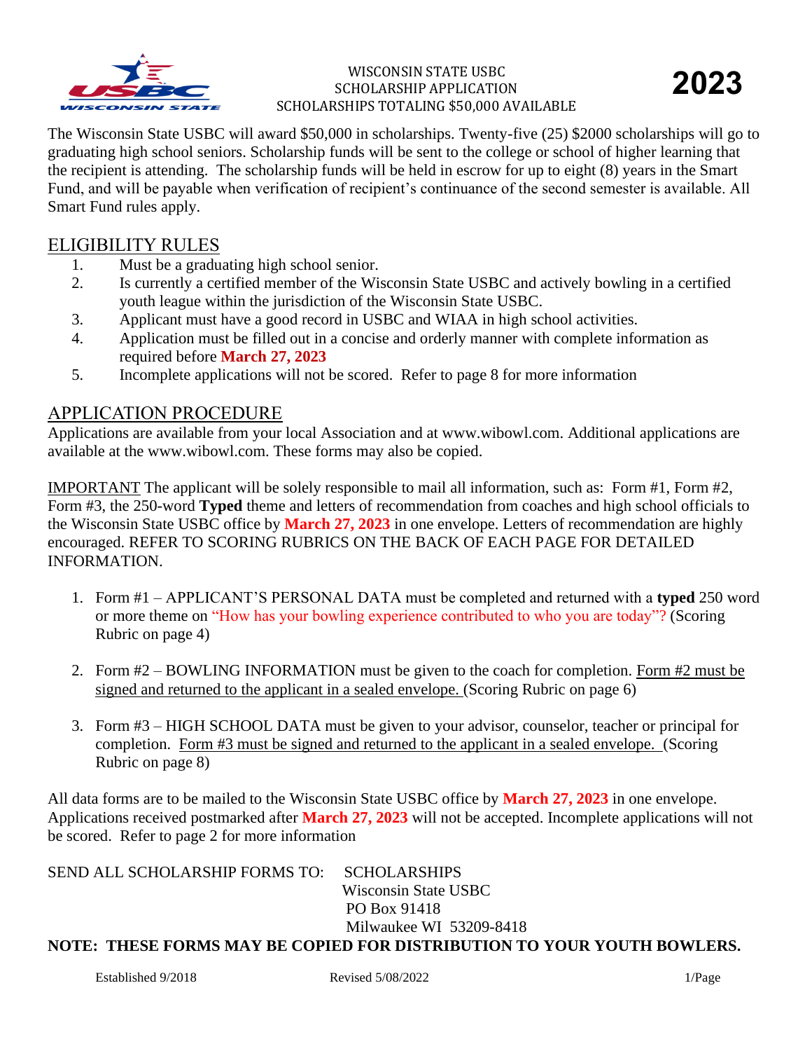# WISCONSIN STATE USBC
## SCHOLARSHIP APPLICATION
### SCHOLARSHIPS TOTALING $50,000 AVAILABLE

**2023**

The Wisconsin State USBC will award $50,000 in scholarships. Twenty-five (25) $2000 scholarships will go to graduating high school seniors. Scholarship funds will be sent to the college or school of higher learning that the recipient is attending. The scholarship funds will be held in escrow for up to eight (8) years in the Smart Fund, and will be payable when verification of recipient's continuance of the second semester is available. All Smart Fund rules apply.

## ELIGIBILITY RULES

1. Must be a graduating high school senior.
2. Is currently a certified member of the Wisconsin State USBC and actively bowling in a certified youth league within the jurisdiction of the Wisconsin State USBC.
3. Applicant must have a good record in USBC and WIAA in high school activities.
4. Application must be filled out in a concise and orderly manner with complete information as required before **March 27, 2023**
5. Incomplete applications will not be scored. Refer to page 8 for more information

## APPLICATION PROCEDURE

Applications are available from your local Association and at www.wibowl.com. Additional applications are available at the www.wibowl.com. These forms may also be copied.

IMPORTANT The applicant will be solely responsible to mail all information, such as: Form #1, Form #2, Form #3, the 250-word **Typed** theme and letters of recommendation from coaches and high school officials to the Wisconsin State USBC office by **March 27, 2023** in one envelope. Letters of recommendation are highly encouraged. REFER TO SCORING RUBRICS ON THE BACK OF EACH PAGE FOR DETAILED INFORMATION.

1. Form #1 – APPLICANT'S PERSONAL DATA must be completed and returned with a **typed** 250 word or more theme on "How has your bowling experience contributed to who you are today"? (Scoring Rubric on page 4)
2. Form #2 – BOWLING INFORMATION must be given to the coach for completion. Form #2 must be signed and returned to the applicant in a sealed envelope. (Scoring Rubric on page 6)
3. Form #3 – HIGH SCHOOL DATA must be given to your advisor, counselor, teacher or principal for completion. Form #3 must be signed and returned to the applicant in a sealed envelope. (Scoring Rubric on page 8)

All data forms are to be mailed to the Wisconsin State USBC office by **March 27, 2023** in one envelope. Applications received postmarked after **March 27, 2023** will not be accepted. Incomplete applications will not be scored. Refer to page 2 for more information

SEND ALL SCHOLARSHIP FORMS TO:

SCHOLARSHIPS
Wisconsin State USBC
PO Box 91418
Milwaukee WI 53209-8418

**NOTE: THESE FORMS MAY BE COPIED FOR DISTRIBUTION TO YOUR YOUTH BOWLERS.**

Established 9/2018 Revised 5/08/2022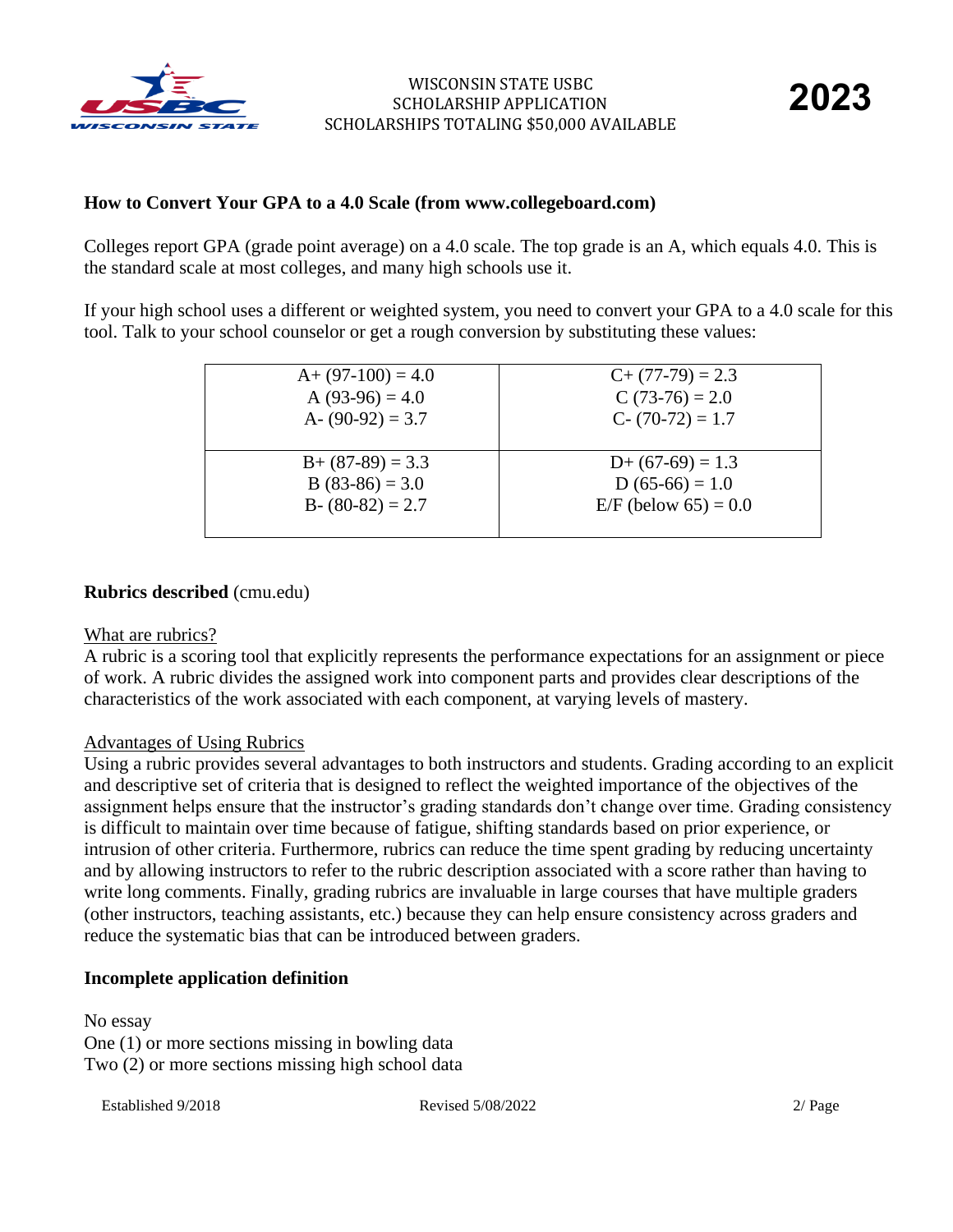### How to Convert Your GPA to a 4.0 Scale (from www.collegeboard.com)

Colleges report GPA (grade point average) on a 4.0 scale. The top grade is an A, which equals 4.0. This is the standard scale at most colleges, and many high schools use it.

If your high school uses a different or weighted system, you need to convert your GPA to a 4.0 scale for this tool. Talk to your school counselor or get a rough conversion by substituting these values:

| | |
|---|---|
| A+ (97-100) = 4.0<br>A (93-96) = 4.0<br>A- (90-92) = 3.7 | C+ (77-79) = 2.3<br>C (73-76) = 2.0<br>C- (70-72) = 1.7 |
| B+ (87-89) = 3.3<br>B (83-86) = 3.0<br>B- (80-82) = 2.7 | D+ (67-69) = 1.3<br>D (65-66) = 1.0<br>E/F (below 65) = 0.0 |

**Rubrics described** (cmu.edu)

What are rubrics?

A rubric is a scoring tool that explicitly represents the performance expectations for an assignment or piece of work. A rubric divides the assigned work into component parts and provides clear descriptions of the characteristics of the work associated with each component, at varying levels of mastery.

Advantages of Using Rubrics

Using a rubric provides several advantages to both instructors and students. Grading according to an explicit and descriptive set of criteria that is designed to reflect the weighted importance of the objectives of the assignment helps ensure that the instructor's grading standards don't change over time. Grading consistency is difficult to maintain over time because of fatigue, shifting standards based on prior experience, or intrusion of other criteria. Furthermore, rubrics can reduce the time spent grading by reducing uncertainty and by allowing instructors to refer to the rubric description associated with a score rather than having to write long comments. Finally, grading rubrics are invaluable in large courses that have multiple graders (other instructors, teaching assistants, etc.) because they can help ensure consistency across graders and reduce the systematic bias that can be introduced between graders.

**Incomplete application definition**

No essay
One (1) or more sections missing in bowling data
Two (2) or more sections missing high school data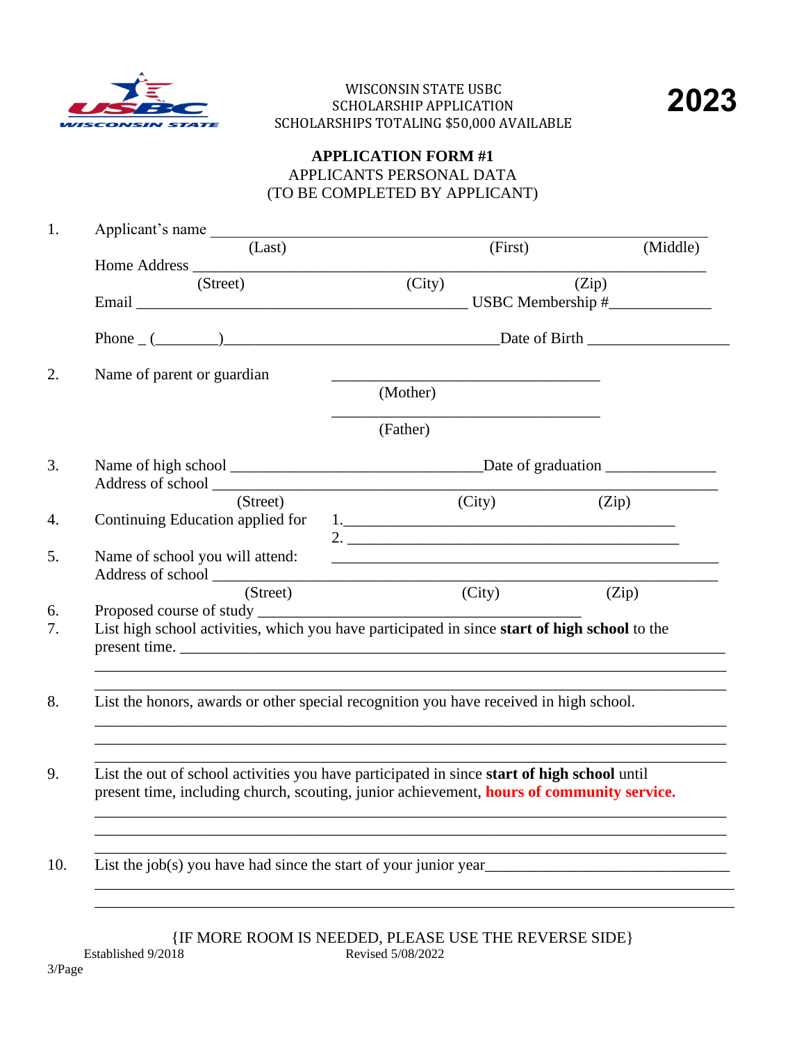WISCONSIN STATE USBC
SCHOLARSHIP APPLICATION
SCHOLARSHIPS TOTALING $50,000 AVAILABLE

**2023**

**APPLICATION FORM #1**
APPLICANTS PERSONAL DATA
(TO BE COMPLETED BY APPLICANT)

1. Applicant's name ______________________________________________________________
   (Last) (First) (Middle)

   Home Address ____________________________________________________________
   (Street) (City) (Zip)

   Email ____________________________________________ USBC Membership #____________

   Phone _ (________)__________________________________Date of Birth _________________

2. Name of parent or guardian ________________________________
   (Mother)

   ________________________________
   (Father)

3. Name of high school ______________________________Date of graduation ______________

   Address of school _________________________________________________________________
   (Street) (City) (Zip)

4. Continuing Education applied for 1.__________________________________________

   2. __________________________________________

5. Name of school you will attend: ______________________________________________

   Address of school _________________________________________________________________
   (Street) (City) (Zip)

6. Proposed course of study ___________________________________________

7. List high school activities, which you have participated in since **start of high school** to the present time. ______________________________________________________________________

   ______________________________________________________________________

   ______________________________________________________________________

8. List the honors, awards or other special recognition you have received in high school.

   ______________________________________________________________________

   ______________________________________________________________________

   ______________________________________________________________________

9. List the out of school activities you have participated in since **start of high school** until present time, including church, scouting, junior achievement, **hours of community service.**

   ______________________________________________________________________

   ______________________________________________________________________

   ______________________________________________________________________

10. List the job(s) you have had since the start of your junior year______________________________

    ______________________________________________________________________

    ______________________________________________________________________

{IF MORE ROOM IS NEEDED, PLEASE USE THE REVERSE SIDE}

Established 9/2018 Revised 5/08/2022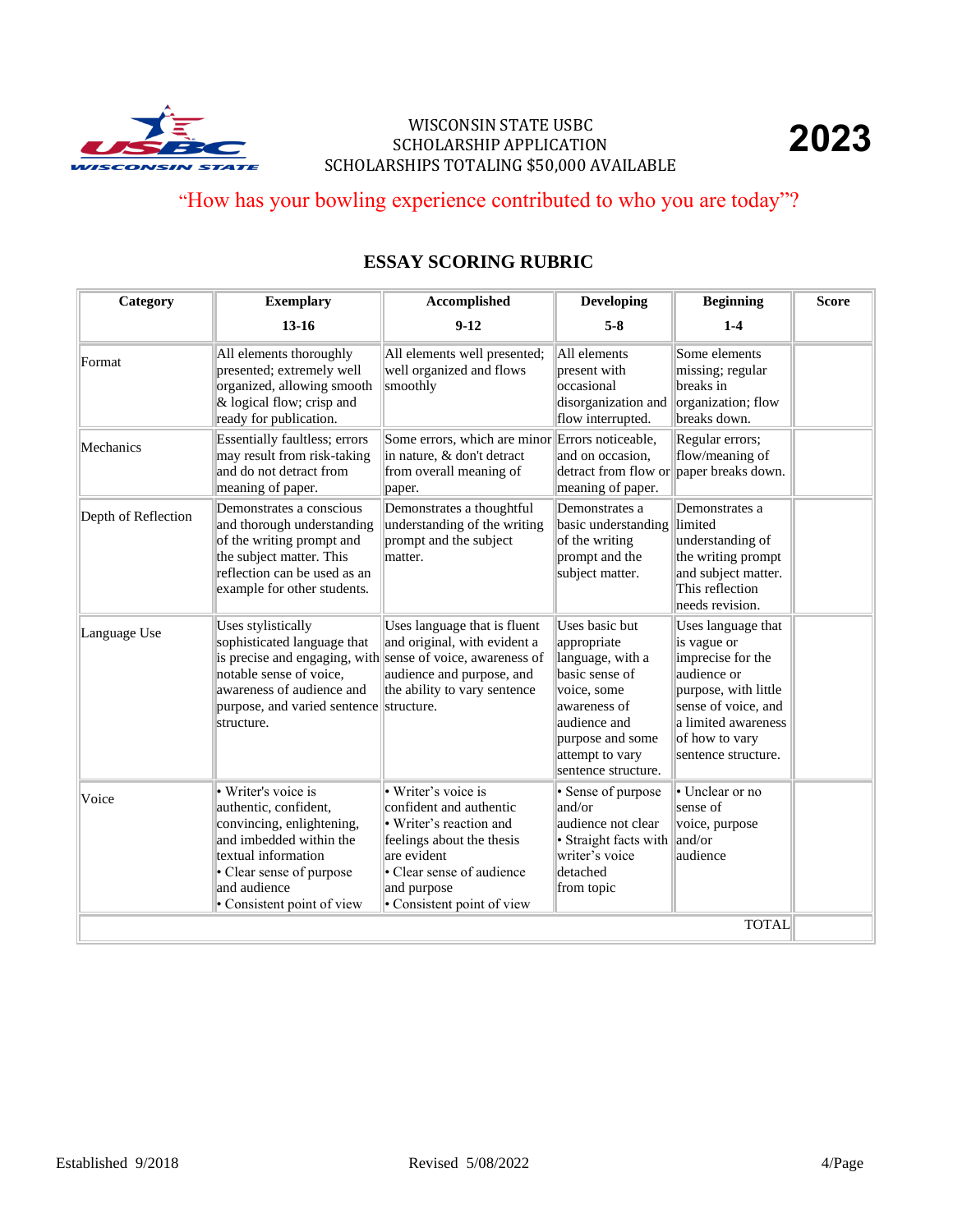WISCONSIN STATE USBC
SCHOLARSHIP APPLICATION
SCHOLARSHIPS TOTALING $50,000 AVAILABLE

**2023**

"How has your bowling experience contributed to who you are today"?

## ESSAY SCORING RUBRIC

| Category | Exemplary 13-16 | Accomplished 9-12 | Developing 5-8 | Beginning 1-4 | Score |
|---|---|---|---|---|---|
| Format | All elements thoroughly presented; extremely well organized, allowing smooth & logical flow; crisp and ready for publication. | All elements well presented; well organized and flows smoothly | All elements present with occasional disorganization and flow interrupted. | Some elements missing; regular breaks in organization; flow breaks down. | |
| Mechanics | Essentially faultless; errors may result from risk-taking and do not detract from meaning of paper. | Some errors, which are minor in nature, & don't detract from overall meaning of paper. | Errors noticeable, and on occasion, detract from flow or meaning of paper. | Regular errors; flow/meaning of paper breaks down. | |
| Depth of Reflection | Demonstrates a conscious and thorough understanding of the writing prompt and the subject matter. This reflection can be used as an example for other students. | Demonstrates a thoughtful understanding of the writing prompt and the subject matter. | Demonstrates a basic understanding of the writing prompt and the subject matter. | Demonstrates a limited understanding of the writing prompt and subject matter. This reflection needs revision. | |
| Language Use | Uses stylistically sophisticated language that is precise and engaging, with notable sense of voice, awareness of audience and purpose, and varied sentence structure. | Uses language that is fluent and original, with evident a sense of voice, awareness of audience and purpose, and the ability to vary sentence structure. | Uses basic but appropriate language, with a basic sense of voice, some awareness of audience and purpose and some attempt to vary sentence structure. | Uses language that is vague or imprecise for the audience or purpose, with little sense of voice, and a limited awareness of how to vary sentence structure. | |
| Voice | • Writer's voice is authentic, confident, convincing, enlightening, and imbedded within the textual information<br>• Clear sense of purpose and audience<br>• Consistent point of view | • Writer's voice is confident and authentic<br>• Writer's reaction and feelings about the thesis are evident<br>• Clear sense of audience and purpose<br>• Consistent point of view | • Sense of purpose and/or audience not clear<br>• Straight facts with writer's voice detached from topic | • Unclear or no sense of voice, purpose and/or audience | |
| | | | | TOTAL | |

Established 9/2018 Revised 5/08/2022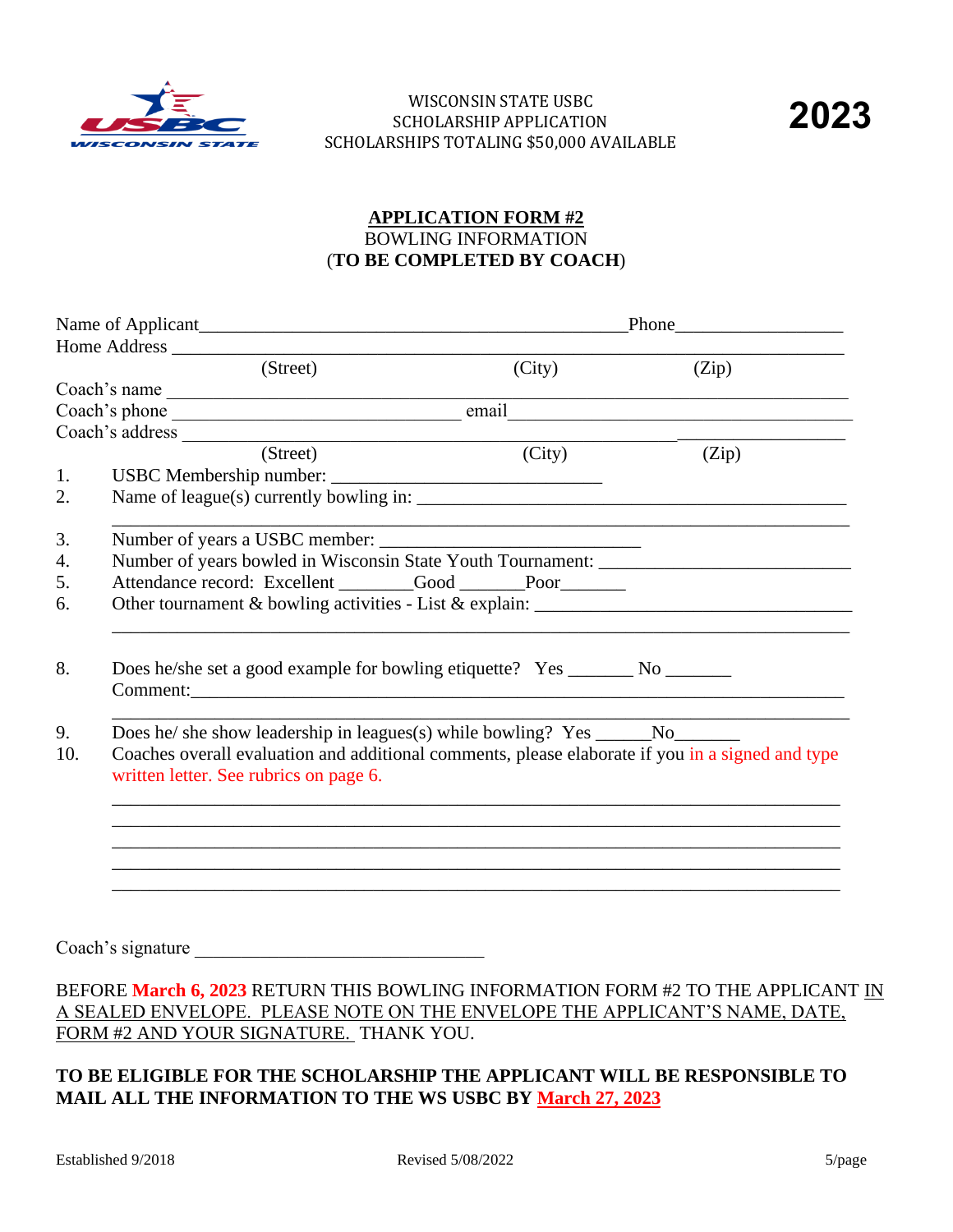WISCONSIN STATE USBC
SCHOLARSHIP APPLICATION
SCHOLARSHIPS TOTALING $50,000 AVAILABLE

**2023**

## APPLICATION FORM #2

BOWLING INFORMATION
(**TO BE COMPLETED BY COACH**)

Name of Applicant_______________________________________________Phone_________________

Home Address ___________________________________________________________________________
(Street) (City) (Zip)

Coach's name ___________________________________________________________________________

Coach's phone ________________________________ email______________________________________

Coach's address _________________________________________________________________________
(Street) (City) (Zip)

1. USBC Membership number: ______________________________
2. Name of league(s) currently bowling in: ____________________________________________
   _____________________________________________________________________________
3. Number of years a USBC member: _____________________________
4. Number of years bowled in Wisconsin State Youth Tournament: _________________________
5. Attendance record: Excellent ________Good _______Poor_______
6. Other tournament & bowling activities - List & explain: _________________________________
   _____________________________________________________________________________

8. Does he/she set a good example for bowling etiquette? Yes _______ No _______
   Comment:_____________________________________________________________________
   _____________________________________________________________________________
9. Does he/ she show leadership in leagues(s) while bowling? Yes ______No_______
10. Coaches overall evaluation and additional comments, please elaborate if you in a signed and type written letter. See rubrics on page 6.
    _____________________________________________________________________________
    _____________________________________________________________________________
    _____________________________________________________________________________
    _____________________________________________________________________________
    _____________________________________________________________________________

Coach's signature ________________________________

BEFORE **March 6, 2023** RETURN THIS BOWLING INFORMATION FORM #2 TO THE APPLICANT IN A SEALED ENVELOPE. PLEASE NOTE ON THE ENVELOPE THE APPLICANT'S NAME, DATE, FORM #2 AND YOUR SIGNATURE. THANK YOU.

**TO BE ELIGIBLE FOR THE SCHOLARSHIP THE APPLICANT WILL BE RESPONSIBLE TO MAIL ALL THE INFORMATION TO THE WS USBC BY March 27, 2023**

Established 9/2018 Revised 5/08/2022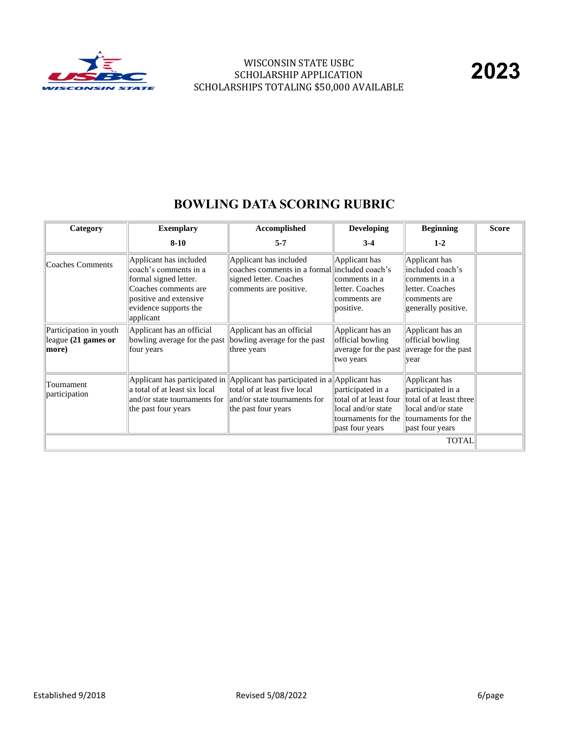WISCONSIN STATE USBC
SCHOLARSHIP APPLICATION
SCHOLARSHIPS TOTALING $50,000 AVAILABLE

**2023**

# BOWLING DATA SCORING RUBRIC

| **Category** | **Exemplary**<br>**8-10** | **Accomplished**<br>**5-7** | **Developing**<br>**3-4** | **Beginning**<br>**1-2** | **Score** |
|---|---|---|---|---|---|
| Coaches Comments | Applicant has included coach's comments in a formal signed letter. Coaches comments are positive and extensive evidence supports the applicant | Applicant has included coaches comments in a formal signed letter. Coaches comments are positive. | Applicant has included coach's comments in a letter. Coaches comments are positive. | Applicant has included coach's comments in a letter. Coaches comments are generally positive. | |
| Participation in youth league **(21 games or more)** | Applicant has an official bowling average for the past four years | Applicant has an official bowling average for the past three years | Applicant has an official bowling average for the past two years | Applicant has an official bowling average for the past year | |
| Tournament participation | Applicant has participated in a total of at least six local and/or state tournaments for the past four years | Applicant has participated in a total of at least five local and/or state tournaments for the past four years | Applicant has participated in a total of at least four local and/or state tournaments for the past four years | Applicant has participated in a total of at least three local and/or state tournaments for the past four years | |
| | | | | TOTAL | |

Established 9/2018 Revised 5/08/2022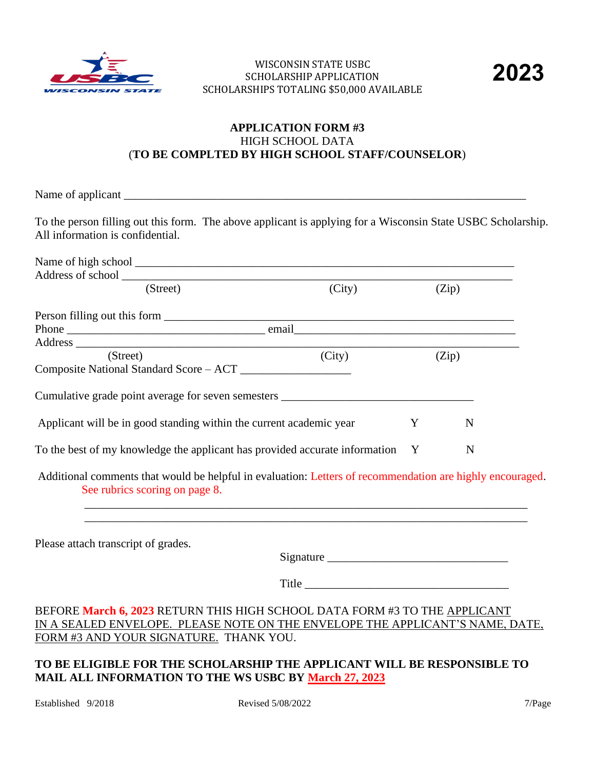WISCONSIN STATE USBC
SCHOLARSHIP APPLICATION
SCHOLARSHIPS TOTALING $50,000 AVAILABLE

# 2023

## APPLICATION FORM #3

HIGH SCHOOL DATA
(**TO BE COMPLTED BY HIGH SCHOOL STAFF/COUNSELOR**)

Name of applicant ______________________________________________________________________

To the person filling out this form. The above applicant is applying for a Wisconsin State USBC Scholarship. All information is confidential.

Name of high school ____________________________________________________________________
Address of school ______________________________________________________________________
(Street) (City) (Zip)

Person filling out this form ______________________________________________________________
Phone ___________________________________ email___________________________________________
Address ______________________________________________________________________________
(Street) (City) (Zip)
Composite National Standard Score – ACT ___________________

Cumulative grade point average for seven semesters _________________________________

Applicant will be in good standing within the current academic year Y N

To the best of my knowledge the applicant has provided accurate information Y N

Additional comments that would be helpful in evaluation: Letters of recommendation are highly encouraged. See rubrics scoring on page 8.
____________________________________________________________________________
____________________________________________________________________________

Please attach transcript of grades.

Signature _______________________________

Title ___________________________________

BEFORE **March 6, 2023** RETURN THIS HIGH SCHOOL DATA FORM #3 TO THE APPLICANT IN A SEALED ENVELOPE. PLEASE NOTE ON THE ENVELOPE THE APPLICANT'S NAME, DATE, FORM #3 AND YOUR SIGNATURE. THANK YOU.

**TO BE ELIGIBLE FOR THE SCHOLARSHIP THE APPLICANT WILL BE RESPONSIBLE TO MAIL ALL INFORMATION TO THE WS USBC BY March 27, 2023**

Established 9/2018 Revised 5/08/2022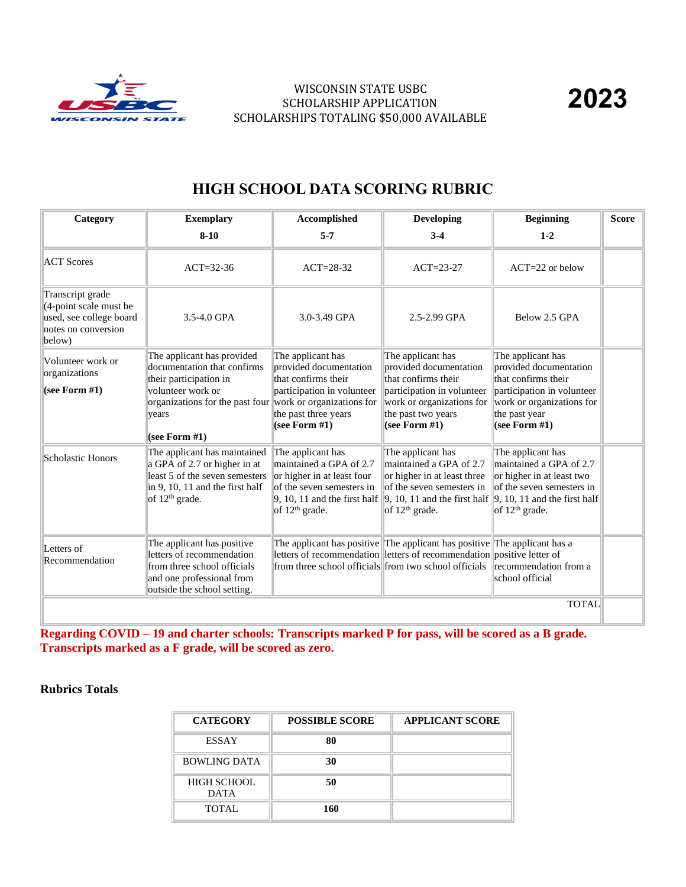WISCONSIN STATE USBC
SCHOLARSHIP APPLICATION
SCHOLARSHIPS TOTALING $50,000 AVAILABLE

**2023**

# HIGH SCHOOL DATA SCORING RUBRIC

| Category | Exemplary 8-10 | Accomplished 5-7 | Developing 3-4 | Beginning 1-2 | Score |
|---|---|---|---|---|---|
| ACT Scores | ACT=32-36 | ACT=28-32 | ACT=23-27 | ACT=22 or below | |
| Transcript grade (4-point scale must be used, see college board notes on conversion below) | 3.5-4.0 GPA | 3.0-3.49 GPA | 2.5-2.99 GPA | Below 2.5 GPA | |
| Volunteer work or organizations **(see Form #1)** | The applicant has provided documentation that confirms their participation in volunteer work or organizations for the past four years **(see Form #1)** | The applicant has provided documentation that confirms their participation in volunteer work or organizations for the past three years **(see Form #1)** | The applicant has provided documentation that confirms their participation in volunteer work or organizations for the past two years **(see Form #1)** | The applicant has provided documentation that confirms their participation in volunteer work or organizations for the past year **(see Form #1)** | |
| Scholastic Honors | The applicant has maintained a GPA of 2.7 or higher in at least 5 of the seven semesters in 9, 10, 11 and the first half of 12th grade. | The applicant has maintained a GPA of 2.7 or higher in at least four of the seven semesters in 9, 10, 11 and the first half of 12th grade. | The applicant has maintained a GPA of 2.7 or higher in at least three of the seven semesters in 9, 10, 11 and the first half of 12th grade. | The applicant has maintained a GPA of 2.7 or higher in at least two of the seven semesters in 9, 10, 11 and the first half of 12th grade. | |
| Letters of Recommendation | The applicant has positive letters of recommendation from three school officials and one professional from outside the school setting. | The applicant has positive letters of recommendation from three school officials | The applicant has positive letters of recommendation from two school officials | The applicant has a positive letter of recommendation from a school official | |
| | | | | TOTAL | |

**Regarding COVID – 19 and charter schools: Transcripts marked P for pass, will be scored as a B grade. Transcripts marked as a F grade, will be scored as zero.**

### Rubrics Totals

| CATEGORY | POSSIBLE SCORE | APPLICANT SCORE |
|---|---|---|
| ESSAY | **80** | |
| BOWLING DATA | **30** | |
| HIGH SCHOOL DATA | **50** | |
| TOTAL | **160** | |